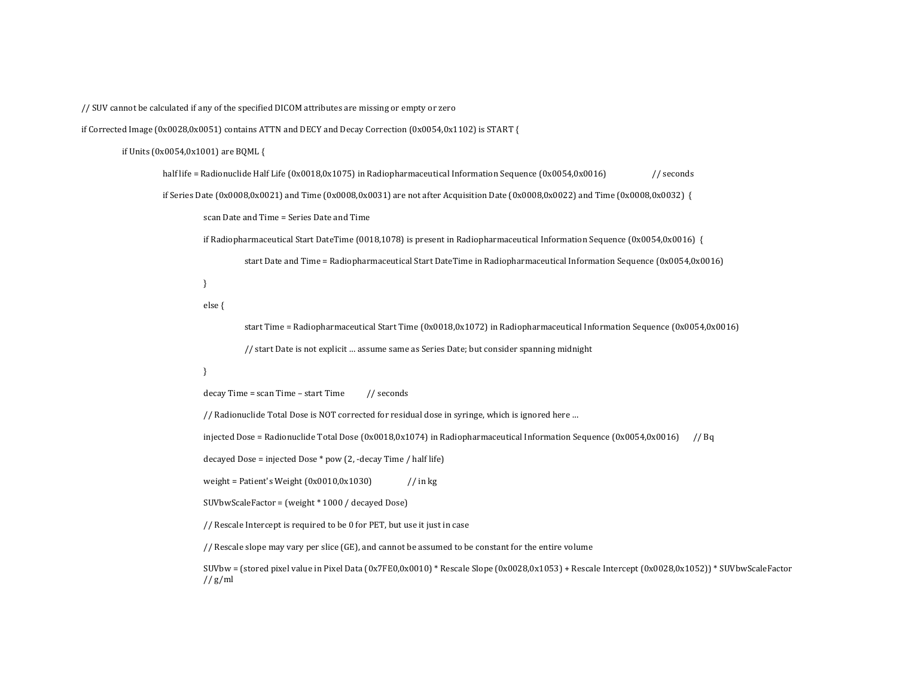```
// SUV cannot be calculated if any of the specified DICOM attributes are missing or empty or zero

if Corrected Image (0x0028,0x0051) contains ATTN and DECY and Decay Correction (0x0054,0x1102) is START {

	if Units (0x0054,0x1001) are BQML {

		half life = Radionuclide Half Life (0x0018,0x1075) in Radiopharmaceutical Information Sequence (0x0054,0x0016)			// seconds

		if Series Date (0x0008,0x0021) and Time (0x0008,0x0031) are not after Acquisition Date (0x0008,0x0022) and Time (0x0008,0x0032) {

			scan Date and Time = Series Date and Time

			if Radiopharmaceutical Start DateTime (0018,1078) is present in Radiopharmaceutical Information Sequence (0x0054,0x0016) {

				start Date and Time = Radiopharmaceutical Start DateTime in Radiopharmaceutical Information Sequence (0x0054,0x0016)

			}

			else {

				start Time = Radiopharmaceutical Start Time (0x0018,0x1072) in Radiopharmaceutical Information Sequence (0x0054,0x0016)

				// start Date is not explicit … assume same as Series Date; but consider spanning midnight

			}

			decay Time = scan Time – start Time		// seconds

			// Radionuclide Total Dose is NOT corrected for residual dose in syringe, which is ignored here …

			injected Dose = Radionuclide Total Dose (0x0018,0x1074) in Radiopharmaceutical Information Sequence (0x0054,0x0016)		// Bq

			decayed Dose = injected Dose * pow (2, -decay Time / half life)

			weight = Patient's Weight (0x0010,0x1030)			// in kg

			SUVbwScaleFactor = (weight * 1000 / decayed Dose)

			// Rescale Intercept is required to be 0 for PET, but use it just in case

			// Rescale slope may vary per slice (GE), and cannot be assumed to be constant for the entire volume

			SUVbw = (stored pixel value in Pixel Data (0x7FE0,0x0010) * Rescale Slope (0x0028,0x1053) + Rescale Intercept (0x0028,0x1052)) * SUVbwScaleFactor
			// g/ml
```